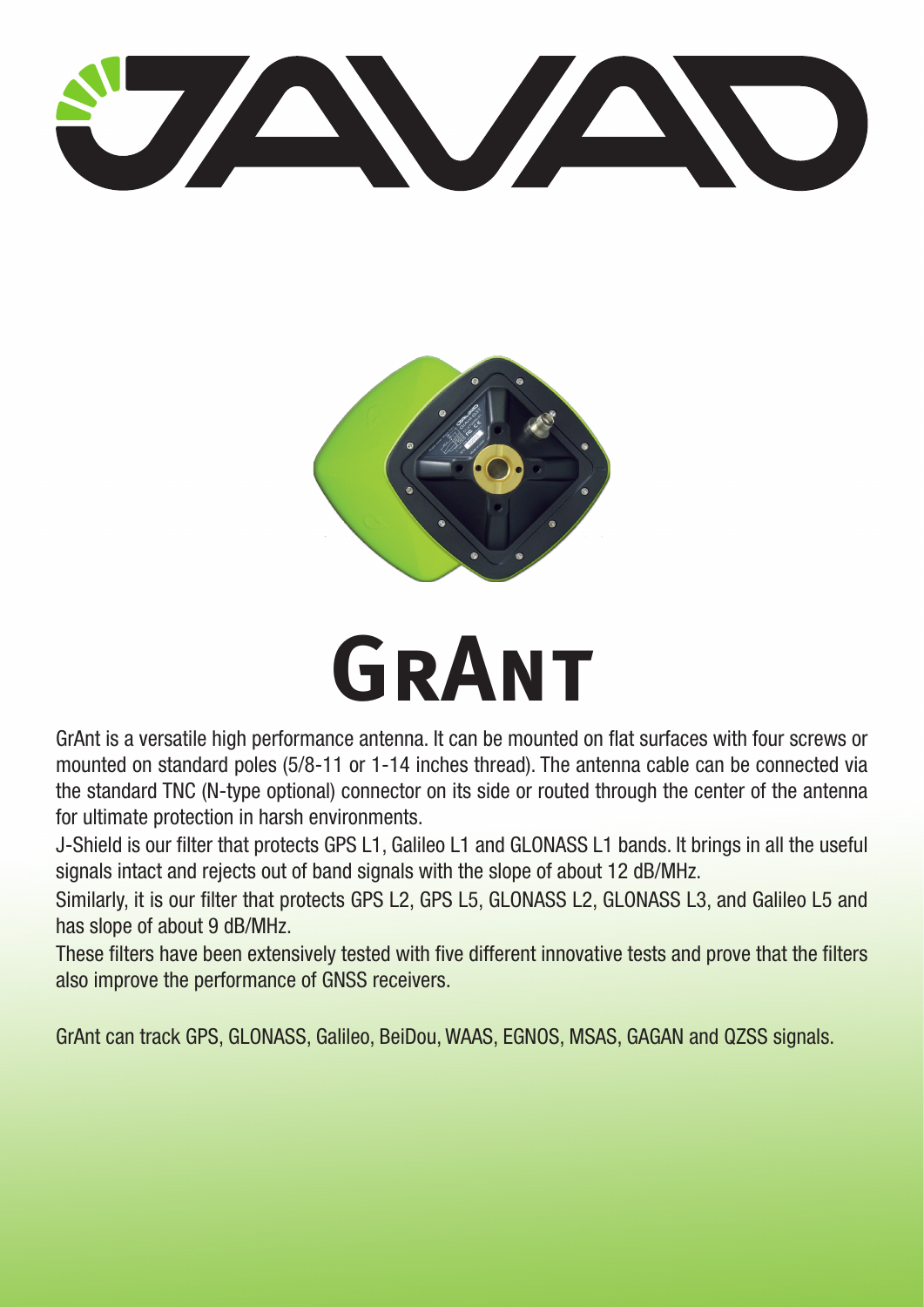# GRANT

GrAnt is a versatile high performance antenna. It can be mounted on flat surfaces with four screws or mounted on standard poles (5/8-11 or 1-14 inches thread). The antenna cable can be connected via the standard TNC (N-type optional) connector on its side or routed through the center of the antenna for ultimate protection in harsh environments.

J-Shield is our filter that protects GPS L1, Galileo L1 and GLONASS L1 bands. It brings in all the useful signals intact and rejects out of band signals with the slope of about 12 dB/MHz.

Similarly, it is our filter that protects GPS L2, GPS L5, GLONASS L2, GLONASS L3, and Galileo L5 and has slope of about 9 dB/MHz.

These filters have been extensively tested with five different innovative tests and prove that the filters also improve the performance of GNSS receivers.

GrAnt can track GPS, GLONASS, Galileo, BeiDou, WAAS, EGNOS, MSAS, GAGAN and QZSS signals.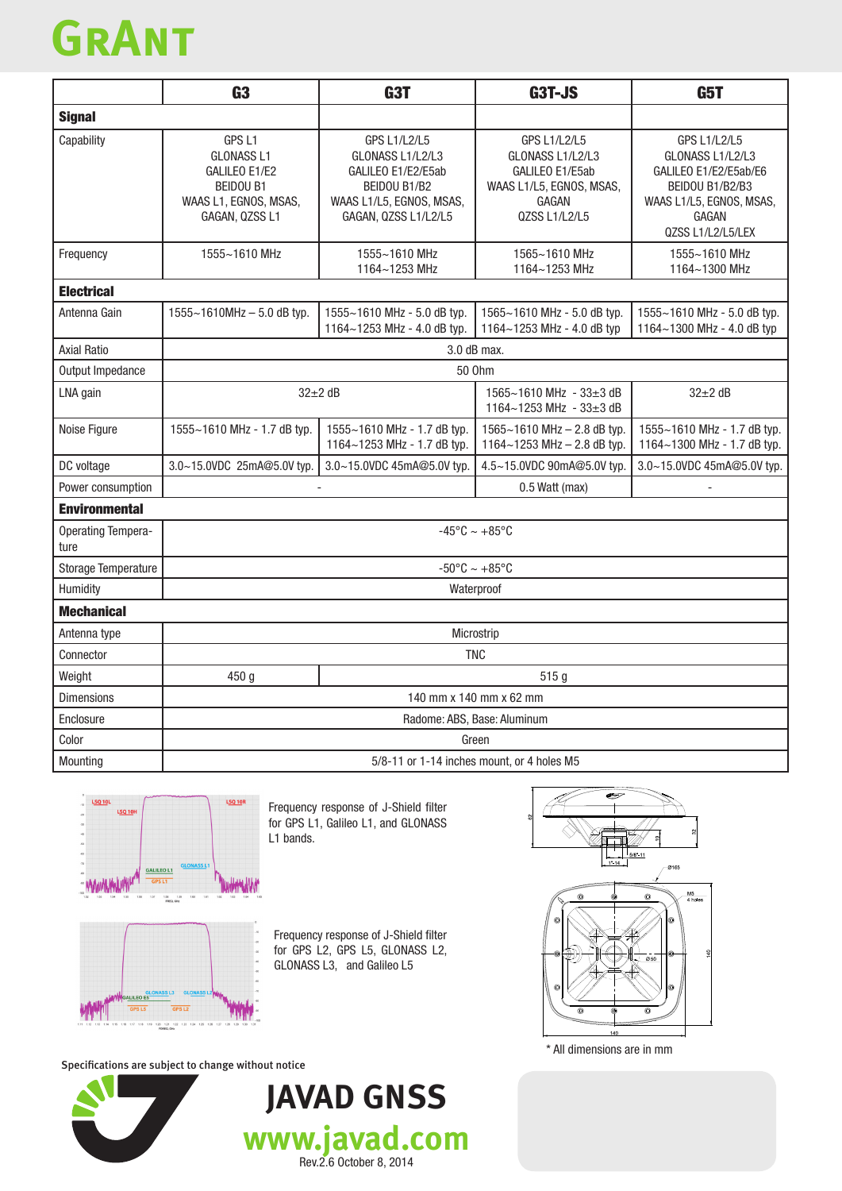# GRANT

| | G3 | G3T | G3T-JS | G5T |
|---|---|---|---|---|
| **Signal** | | | | |
| Capability | GPS L1<br>GLONASS L1<br>GALILEO E1/E2<br>BEIDOU B1<br>WAAS L1, EGNOS, MSAS, GAGAN, QZSS L1 | GPS L1/L2/L5<br>GLONASS L1/L2/L3<br>GALILEO E1/E2/E5ab<br>BEIDOU B1/B2<br>WAAS L1/L5, EGNOS, MSAS, GAGAN, QZSS L1/L2/L5 | GPS L1/L2/L5<br>GLONASS L1/L2/L3<br>GALILEO E1/E5ab<br>WAAS L1/L5, EGNOS, MSAS, GAGAN<br>QZSS L1/L2/L5 | GPS L1/L2/L5<br>GLONASS L1/L2/L3<br>GALILEO E1/E2/E5ab/E6<br>BEIDOU B1/B2/B3<br>WAAS L1/L5, EGNOS, MSAS, GAGAN<br>QZSS L1/L2/L5/LEX |
| Frequency | 1555~1610 MHz | 1555~1610 MHz<br>1164~1253 MHz | 1565~1610 MHz<br>1164~1253 MHz | 1555~1610 MHz<br>1164~1300 MHz |
| **Electrical** | | | | |
| Antenna Gain | 1555~1610MHz – 5.0 dB typ. | 1555~1610 MHz - 5.0 dB typ.<br>1164~1253 MHz - 4.0 dB typ. | 1565~1610 MHz - 5.0 dB typ.<br>1164~1253 MHz - 4.0 dB typ | 1555~1610 MHz - 5.0 dB typ.<br>1164~1300 MHz - 4.0 dB typ |
| Axial Ratio | 3.0 dB max. | | | |
| Output Impedance | 50 0hm | | | |
| LNA gain | 32±2 dB | | 1565~1610 MHz - 33±3 dB<br>1164~1253 MHz - 33±3 dB | 32±2 dB |
| Noise Figure | 1555~1610 MHz - 1.7 dB typ. | 1555~1610 MHz - 1.7 dB typ.<br>1164~1253 MHz - 1.7 dB typ. | 1565~1610 MHz – 2.8 dB typ.<br>1164~1253 MHz – 2.8 dB typ. | 1555~1610 MHz - 1.7 dB typ.<br>1164~1300 MHz - 1.7 dB typ. |
| DC voltage | 3.0~15.0VDC 25mA@5.0V typ. | 3.0~15.0VDC 45mA@5.0V typ. | 4.5~15.0VDC 90mA@5.0V typ. | 3.0~15.0VDC 45mA@5.0V typ. |
| Power consumption | - | | 0.5 Watt (max) | - |
| **Environmental** | | | | |
| Operating Temperature | -45°C ~ +85°C | | | |
| Storage Temperature | -50°C ~ +85°C | | | |
| Humidity | Waterproof | | | |
| **Mechanical** | | | | |
| Antenna type | Microstrip | | | |
| Connector | TNC | | | |
| Weight | 450 g | 515 g | | |
| Dimensions | 140 mm x 140 mm x 62 mm | | | |
| Enclosure | Radome: ABS, Base: Aluminum | | | |
| Color | Green | | | |
| Mounting | 5/8-11 or 1-14 inches mount, or 4 holes M5 | | | |

Frequency response of J-Shield filter for GPS L1, Galileo L1, and GLONASS L1 bands.

Frequency response of J-Shield filter for GPS L2, GPS L5, GLONASS L2, GLONASS L3, and Galileo L5

\* All dimensions are in mm

Specifications are subject to change without notice

**JAVAD GNSS**

**www.javad.com**

Rev.2.6 October 8, 2014